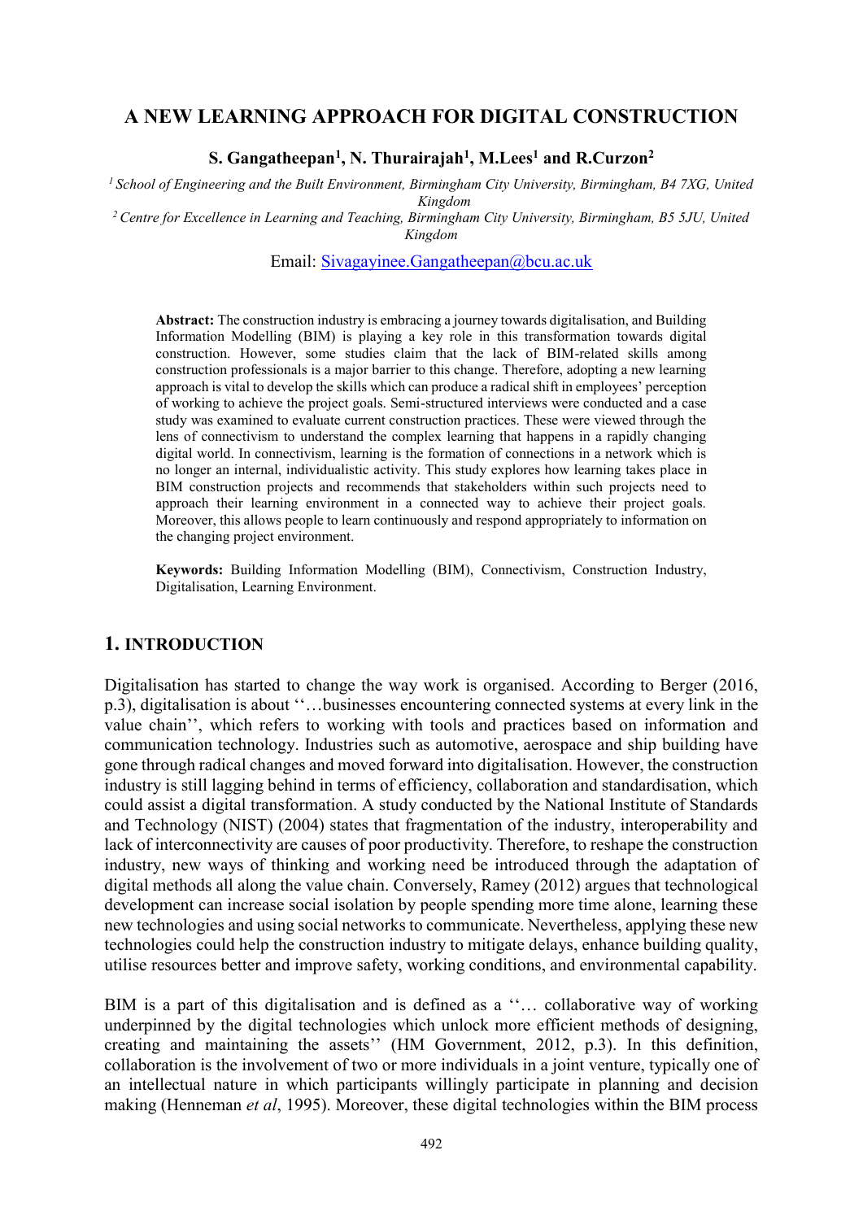# A NEW LEARNING APPROACH FOR DIGITAL CONSTRUCTION

**S. Gangatheepan[1], N. Thurairajah[1], M.Lees[1] and R.Curzon[2]**

*[1] School of Engineering and the Built Environment, Birmingham City University, Birmingham, B4 7XG, United Kingdom*

*[2] Centre for Excellence in Learning and Teaching, Birmingham City University, Birmingham, B5 5JU, United Kingdom*

Email: Sivagayinee.Gangatheepan@bcu.ac.uk

**Abstract:** The construction industry is embracing a journey towards digitalisation, and Building Information Modelling (BIM) is playing a key role in this transformation towards digital construction. However, some studies claim that the lack of BIM-related skills among construction professionals is a major barrier to this change. Therefore, adopting a new learning approach is vital to develop the skills which can produce a radical shift in employees' perception of working to achieve the project goals. Semi-structured interviews were conducted and a case study was examined to evaluate current construction practices. These were viewed through the lens of connectivism to understand the complex learning that happens in a rapidly changing digital world. In connectivism, learning is the formation of connections in a network which is no longer an internal, individualistic activity. This study explores how learning takes place in BIM construction projects and recommends that stakeholders within such projects need to approach their learning environment in a connected way to achieve their project goals. Moreover, this allows people to learn continuously and respond appropriately to information on the changing project environment.

**Keywords:** Building Information Modelling (BIM), Connectivism, Construction Industry, Digitalisation, Learning Environment.

## 1. INTRODUCTION

Digitalisation has started to change the way work is organised. According to Berger (2016, p.3), digitalisation is about ''…businesses encountering connected systems at every link in the value chain'', which refers to working with tools and practices based on information and communication technology. Industries such as automotive, aerospace and ship building have gone through radical changes and moved forward into digitalisation. However, the construction industry is still lagging behind in terms of efficiency, collaboration and standardisation, which could assist a digital transformation. A study conducted by the National Institute of Standards and Technology (NIST) (2004) states that fragmentation of the industry, interoperability and lack of interconnectivity are causes of poor productivity. Therefore, to reshape the construction industry, new ways of thinking and working need be introduced through the adaptation of digital methods all along the value chain. Conversely, Ramey (2012) argues that technological development can increase social isolation by people spending more time alone, learning these new technologies and using social networks to communicate. Nevertheless, applying these new technologies could help the construction industry to mitigate delays, enhance building quality, utilise resources better and improve safety, working conditions, and environmental capability.

BIM is a part of this digitalisation and is defined as a ''… collaborative way of working underpinned by the digital technologies which unlock more efficient methods of designing, creating and maintaining the assets'' (HM Government, 2012, p.3). In this definition, collaboration is the involvement of two or more individuals in a joint venture, typically one of an intellectual nature in which participants willingly participate in planning and decision making (Henneman *et al*, 1995). Moreover, these digital technologies within the BIM process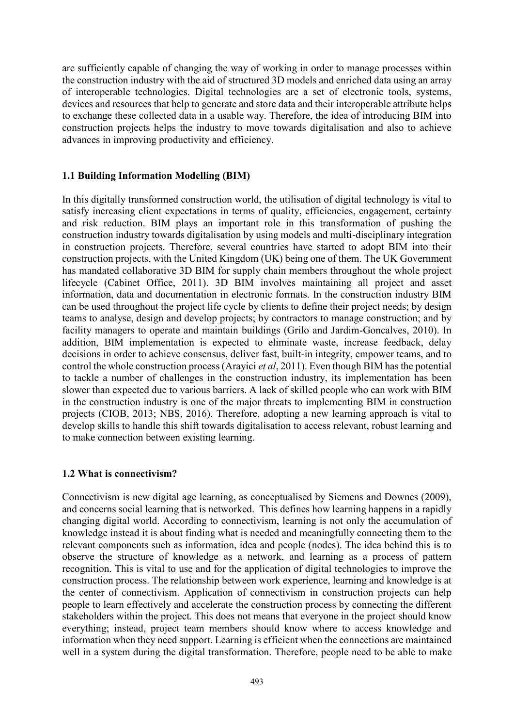are sufficiently capable of changing the way of working in order to manage processes within the construction industry with the aid of structured 3D models and enriched data using an array of interoperable technologies. Digital technologies are a set of electronic tools, systems, devices and resources that help to generate and store data and their interoperable attribute helps to exchange these collected data in a usable way. Therefore, the idea of introducing BIM into construction projects helps the industry to move towards digitalisation and also to achieve advances in improving productivity and efficiency.

### 1.1 Building Information Modelling (BIM)

In this digitally transformed construction world, the utilisation of digital technology is vital to satisfy increasing client expectations in terms of quality, efficiencies, engagement, certainty and risk reduction. BIM plays an important role in this transformation of pushing the construction industry towards digitalisation by using models and multi-disciplinary integration in construction projects. Therefore, several countries have started to adopt BIM into their construction projects, with the United Kingdom (UK) being one of them. The UK Government has mandated collaborative 3D BIM for supply chain members throughout the whole project lifecycle (Cabinet Office, 2011). 3D BIM involves maintaining all project and asset information, data and documentation in electronic formats. In the construction industry BIM can be used throughout the project life cycle by clients to define their project needs; by design teams to analyse, design and develop projects; by contractors to manage construction; and by facility managers to operate and maintain buildings (Grilo and Jardim-Goncalves, 2010). In addition, BIM implementation is expected to eliminate waste, increase feedback, delay decisions in order to achieve consensus, deliver fast, built-in integrity, empower teams, and to control the whole construction process (Arayici *et al*, 2011). Even though BIM has the potential to tackle a number of challenges in the construction industry, its implementation has been slower than expected due to various barriers. A lack of skilled people who can work with BIM in the construction industry is one of the major threats to implementing BIM in construction projects (CIOB, 2013; NBS, 2016). Therefore, adopting a new learning approach is vital to develop skills to handle this shift towards digitalisation to access relevant, robust learning and to make connection between existing learning.

### 1.2 What is connectivism?

Connectivism is new digital age learning, as conceptualised by Siemens and Downes (2009), and concerns social learning that is networked. This defines how learning happens in a rapidly changing digital world. According to connectivism, learning is not only the accumulation of knowledge instead it is about finding what is needed and meaningfully connecting them to the relevant components such as information, idea and people (nodes). The idea behind this is to observe the structure of knowledge as a network, and learning as a process of pattern recognition. This is vital to use and for the application of digital technologies to improve the construction process. The relationship between work experience, learning and knowledge is at the center of connectivism. Application of connectivism in construction projects can help people to learn effectively and accelerate the construction process by connecting the different stakeholders within the project. This does not means that everyone in the project should know everything; instead, project team members should know where to access knowledge and information when they need support. Learning is efficient when the connections are maintained well in a system during the digital transformation. Therefore, people need to be able to make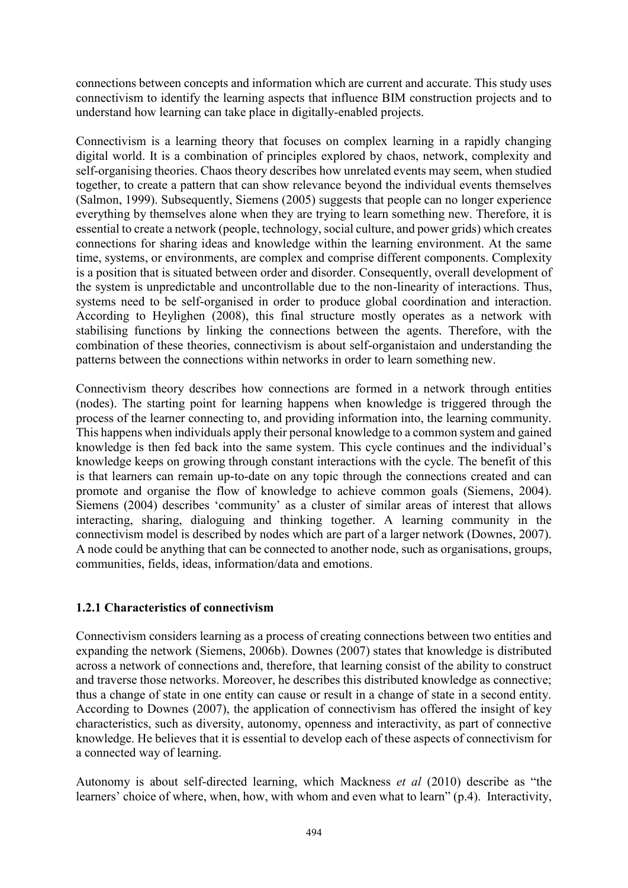connections between concepts and information which are current and accurate. This study uses connectivism to identify the learning aspects that influence BIM construction projects and to understand how learning can take place in digitally-enabled projects.

Connectivism is a learning theory that focuses on complex learning in a rapidly changing digital world. It is a combination of principles explored by chaos, network, complexity and self-organising theories. Chaos theory describes how unrelated events may seem, when studied together, to create a pattern that can show relevance beyond the individual events themselves (Salmon, 1999). Subsequently, Siemens (2005) suggests that people can no longer experience everything by themselves alone when they are trying to learn something new. Therefore, it is essential to create a network (people, technology, social culture, and power grids) which creates connections for sharing ideas and knowledge within the learning environment. At the same time, systems, or environments, are complex and comprise different components. Complexity is a position that is situated between order and disorder. Consequently, overall development of the system is unpredictable and uncontrollable due to the non-linearity of interactions. Thus, systems need to be self-organised in order to produce global coordination and interaction. According to Heylighen (2008), this final structure mostly operates as a network with stabilising functions by linking the connections between the agents. Therefore, with the combination of these theories, connectivism is about self-organistaion and understanding the patterns between the connections within networks in order to learn something new.

Connectivism theory describes how connections are formed in a network through entities (nodes). The starting point for learning happens when knowledge is triggered through the process of the learner connecting to, and providing information into, the learning community. This happens when individuals apply their personal knowledge to a common system and gained knowledge is then fed back into the same system. This cycle continues and the individual's knowledge keeps on growing through constant interactions with the cycle. The benefit of this is that learners can remain up-to-date on any topic through the connections created and can promote and organise the flow of knowledge to achieve common goals (Siemens, 2004). Siemens (2004) describes 'community' as a cluster of similar areas of interest that allows interacting, sharing, dialoguing and thinking together. A learning community in the connectivism model is described by nodes which are part of a larger network (Downes, 2007). A node could be anything that can be connected to another node, such as organisations, groups, communities, fields, ideas, information/data and emotions.

### 1.2.1 Characteristics of connectivism

Connectivism considers learning as a process of creating connections between two entities and expanding the network (Siemens, 2006b). Downes (2007) states that knowledge is distributed across a network of connections and, therefore, that learning consist of the ability to construct and traverse those networks. Moreover, he describes this distributed knowledge as connective; thus a change of state in one entity can cause or result in a change of state in a second entity. According to Downes (2007), the application of connectivism has offered the insight of key characteristics, such as diversity, autonomy, openness and interactivity, as part of connective knowledge. He believes that it is essential to develop each of these aspects of connectivism for a connected way of learning.

Autonomy is about self-directed learning, which Mackness *et al* (2010) describe as "the learners' choice of where, when, how, with whom and even what to learn" (p.4). Interactivity,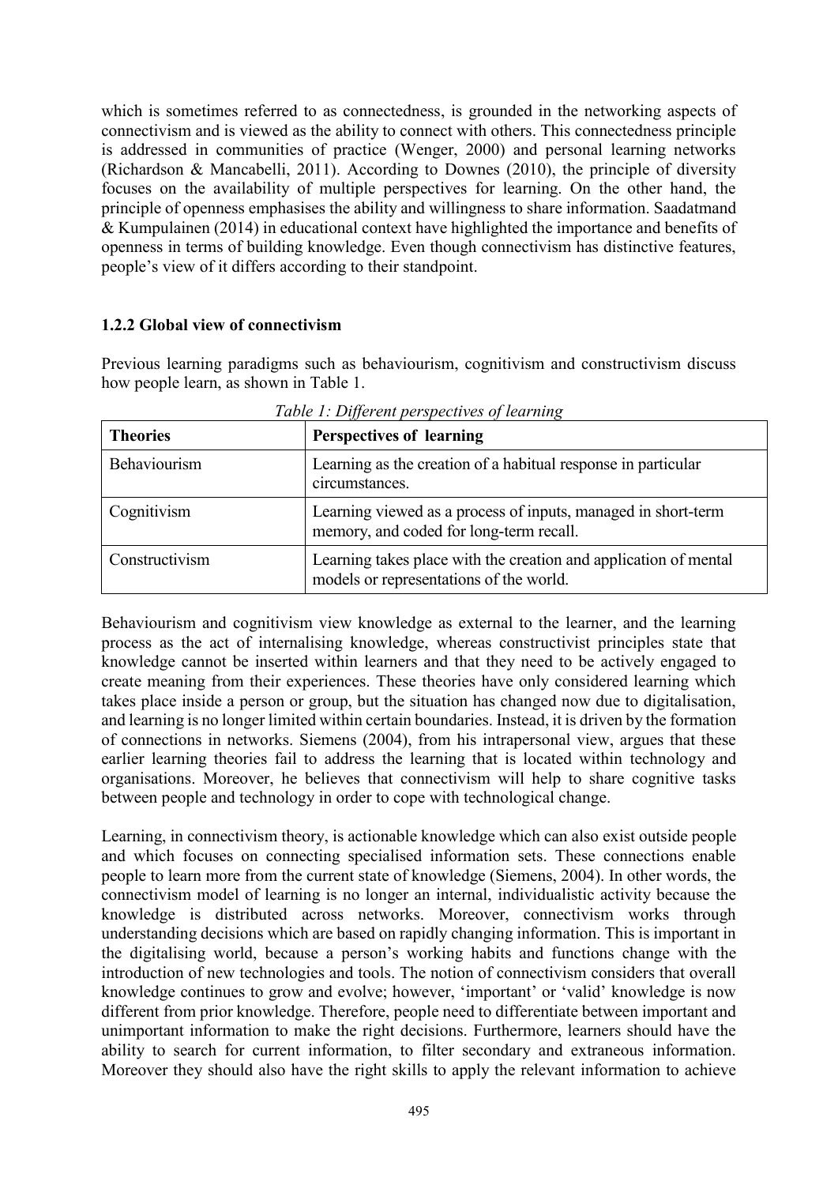which is sometimes referred to as connectedness, is grounded in the networking aspects of connectivism and is viewed as the ability to connect with others. This connectedness principle is addressed in communities of practice (Wenger, 2000) and personal learning networks (Richardson & Mancabelli, 2011). According to Downes (2010), the principle of diversity focuses on the availability of multiple perspectives for learning. On the other hand, the principle of openness emphasises the ability and willingness to share information. Saadatmand & Kumpulainen (2014) in educational context have highlighted the importance and benefits of openness in terms of building knowledge. Even though connectivism has distinctive features, people's view of it differs according to their standpoint.

### 1.2.2 Global view of connectivism

Previous learning paradigms such as behaviourism, cognitivism and constructivism discuss how people learn, as shown in Table 1.

*Table 1: Different perspectives of learning*

| Theories | Perspectives of learning |
|---|---|
| Behaviourism | Learning as the creation of a habitual response in particular circumstances. |
| Cognitivism | Learning viewed as a process of inputs, managed in short-term memory, and coded for long-term recall. |
| Constructivism | Learning takes place with the creation and application of mental models or representations of the world. |

Behaviourism and cognitivism view knowledge as external to the learner, and the learning process as the act of internalising knowledge, whereas constructivist principles state that knowledge cannot be inserted within learners and that they need to be actively engaged to create meaning from their experiences. These theories have only considered learning which takes place inside a person or group, but the situation has changed now due to digitalisation, and learning is no longer limited within certain boundaries. Instead, it is driven by the formation of connections in networks. Siemens (2004), from his intrapersonal view, argues that these earlier learning theories fail to address the learning that is located within technology and organisations. Moreover, he believes that connectivism will help to share cognitive tasks between people and technology in order to cope with technological change.

Learning, in connectivism theory, is actionable knowledge which can also exist outside people and which focuses on connecting specialised information sets. These connections enable people to learn more from the current state of knowledge (Siemens, 2004). In other words, the connectivism model of learning is no longer an internal, individualistic activity because the knowledge is distributed across networks. Moreover, connectivism works through understanding decisions which are based on rapidly changing information. This is important in the digitalising world, because a person's working habits and functions change with the introduction of new technologies and tools. The notion of connectivism considers that overall knowledge continues to grow and evolve; however, 'important' or 'valid' knowledge is now different from prior knowledge. Therefore, people need to differentiate between important and unimportant information to make the right decisions. Furthermore, learners should have the ability to search for current information, to filter secondary and extraneous information. Moreover they should also have the right skills to apply the relevant information to achieve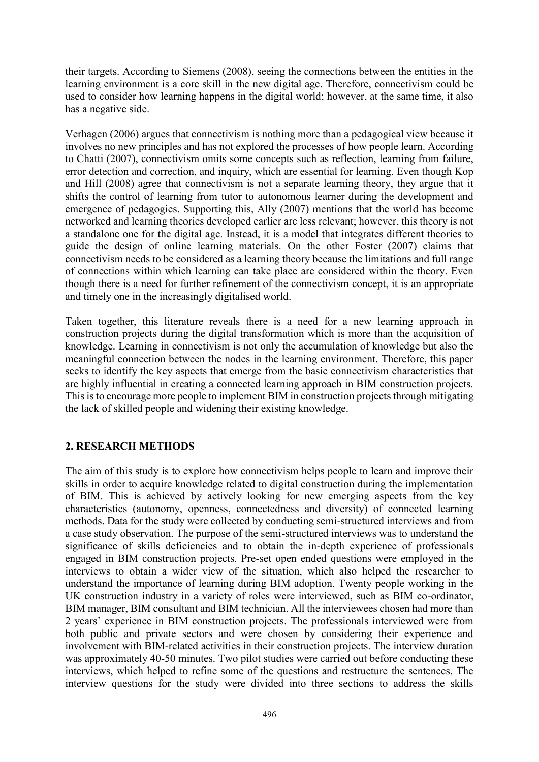their targets. According to Siemens (2008), seeing the connections between the entities in the learning environment is a core skill in the new digital age. Therefore, connectivism could be used to consider how learning happens in the digital world; however, at the same time, it also has a negative side.

Verhagen (2006) argues that connectivism is nothing more than a pedagogical view because it involves no new principles and has not explored the processes of how people learn. According to Chatti (2007), connectivism omits some concepts such as reflection, learning from failure, error detection and correction, and inquiry, which are essential for learning. Even though Kop and Hill (2008) agree that connectivism is not a separate learning theory, they argue that it shifts the control of learning from tutor to autonomous learner during the development and emergence of pedagogies. Supporting this, Ally (2007) mentions that the world has become networked and learning theories developed earlier are less relevant; however, this theory is not a standalone one for the digital age. Instead, it is a model that integrates different theories to guide the design of online learning materials. On the other Foster (2007) claims that connectivism needs to be considered as a learning theory because the limitations and full range of connections within which learning can take place are considered within the theory. Even though there is a need for further refinement of the connectivism concept, it is an appropriate and timely one in the increasingly digitalised world.

Taken together, this literature reveals there is a need for a new learning approach in construction projects during the digital transformation which is more than the acquisition of knowledge. Learning in connectivism is not only the accumulation of knowledge but also the meaningful connection between the nodes in the learning environment. Therefore, this paper seeks to identify the key aspects that emerge from the basic connectivism characteristics that are highly influential in creating a connected learning approach in BIM construction projects. This is to encourage more people to implement BIM in construction projects through mitigating the lack of skilled people and widening their existing knowledge.

## 2. RESEARCH METHODS

The aim of this study is to explore how connectivism helps people to learn and improve their skills in order to acquire knowledge related to digital construction during the implementation of BIM. This is achieved by actively looking for new emerging aspects from the key characteristics (autonomy, openness, connectedness and diversity) of connected learning methods. Data for the study were collected by conducting semi-structured interviews and from a case study observation. The purpose of the semi-structured interviews was to understand the significance of skills deficiencies and to obtain the in-depth experience of professionals engaged in BIM construction projects. Pre-set open ended questions were employed in the interviews to obtain a wider view of the situation, which also helped the researcher to understand the importance of learning during BIM adoption. Twenty people working in the UK construction industry in a variety of roles were interviewed, such as BIM co-ordinator, BIM manager, BIM consultant and BIM technician. All the interviewees chosen had more than 2 years' experience in BIM construction projects. The professionals interviewed were from both public and private sectors and were chosen by considering their experience and involvement with BIM-related activities in their construction projects. The interview duration was approximately 40-50 minutes. Two pilot studies were carried out before conducting these interviews, which helped to refine some of the questions and restructure the sentences. The interview questions for the study were divided into three sections to address the skills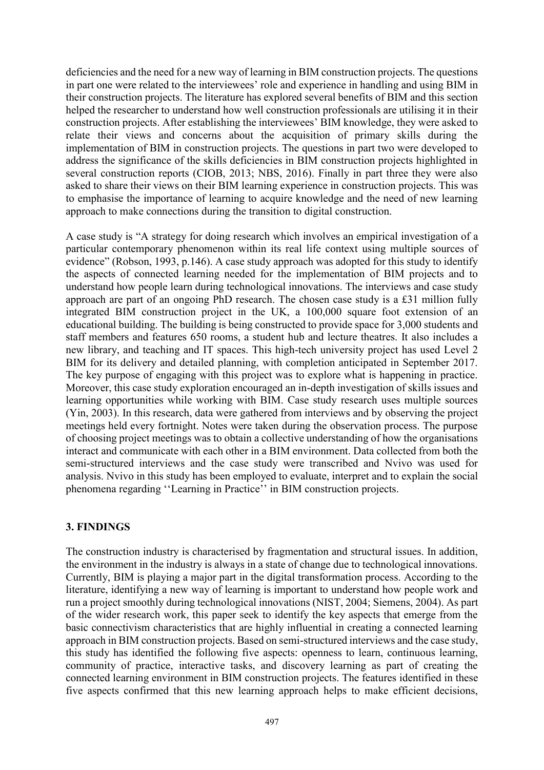deficiencies and the need for a new way of learning in BIM construction projects. The questions in part one were related to the interviewees' role and experience in handling and using BIM in their construction projects. The literature has explored several benefits of BIM and this section helped the researcher to understand how well construction professionals are utilising it in their construction projects. After establishing the interviewees' BIM knowledge, they were asked to relate their views and concerns about the acquisition of primary skills during the implementation of BIM in construction projects. The questions in part two were developed to address the significance of the skills deficiencies in BIM construction projects highlighted in several construction reports (CIOB, 2013; NBS, 2016). Finally in part three they were also asked to share their views on their BIM learning experience in construction projects. This was to emphasise the importance of learning to acquire knowledge and the need of new learning approach to make connections during the transition to digital construction.

A case study is "A strategy for doing research which involves an empirical investigation of a particular contemporary phenomenon within its real life context using multiple sources of evidence" (Robson, 1993, p.146). A case study approach was adopted for this study to identify the aspects of connected learning needed for the implementation of BIM projects and to understand how people learn during technological innovations. The interviews and case study approach are part of an ongoing PhD research. The chosen case study is a £31 million fully integrated BIM construction project in the UK, a 100,000 square foot extension of an educational building. The building is being constructed to provide space for 3,000 students and staff members and features 650 rooms, a student hub and lecture theatres. It also includes a new library, and teaching and IT spaces. This high-tech university project has used Level 2 BIM for its delivery and detailed planning, with completion anticipated in September 2017. The key purpose of engaging with this project was to explore what is happening in practice. Moreover, this case study exploration encouraged an in-depth investigation of skills issues and learning opportunities while working with BIM. Case study research uses multiple sources (Yin, 2003). In this research, data were gathered from interviews and by observing the project meetings held every fortnight. Notes were taken during the observation process. The purpose of choosing project meetings was to obtain a collective understanding of how the organisations interact and communicate with each other in a BIM environment. Data collected from both the semi-structured interviews and the case study were transcribed and Nvivo was used for analysis. Nvivo in this study has been employed to evaluate, interpret and to explain the social phenomena regarding ''Learning in Practice'' in BIM construction projects.

## 3. FINDINGS

The construction industry is characterised by fragmentation and structural issues. In addition, the environment in the industry is always in a state of change due to technological innovations. Currently, BIM is playing a major part in the digital transformation process. According to the literature, identifying a new way of learning is important to understand how people work and run a project smoothly during technological innovations (NIST, 2004; Siemens, 2004). As part of the wider research work, this paper seek to identify the key aspects that emerge from the basic connectivism characteristics that are highly influential in creating a connected learning approach in BIM construction projects. Based on semi-structured interviews and the case study, this study has identified the following five aspects: openness to learn, continuous learning, community of practice, interactive tasks, and discovery learning as part of creating the connected learning environment in BIM construction projects. The features identified in these five aspects confirmed that this new learning approach helps to make efficient decisions,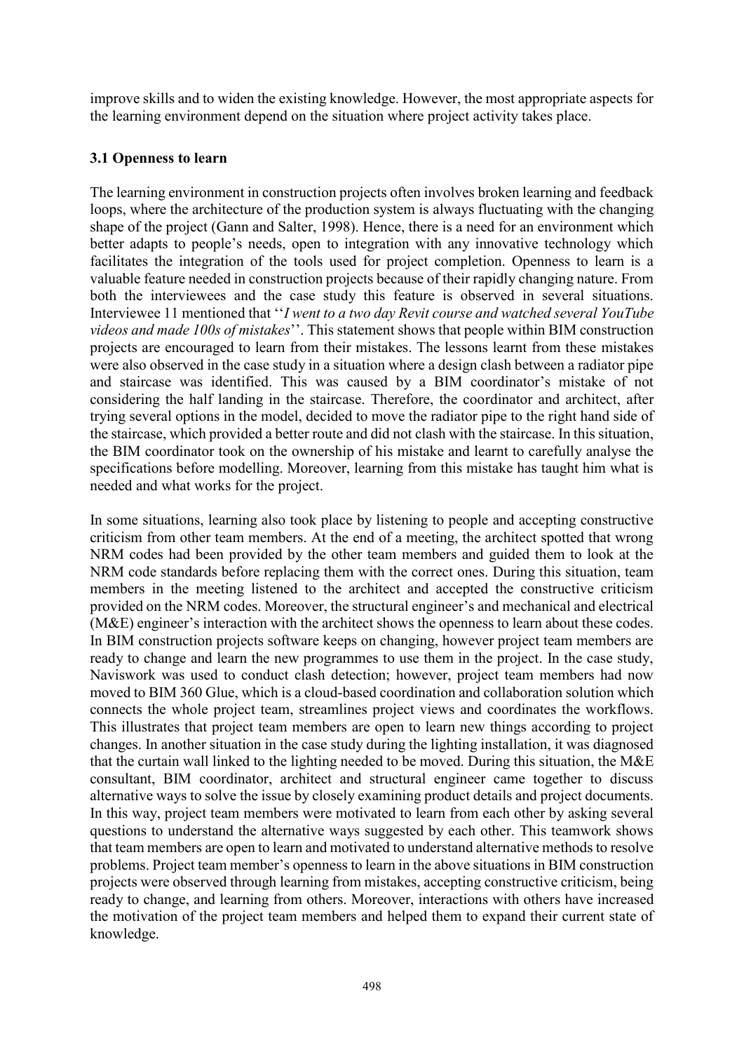improve skills and to widen the existing knowledge. However, the most appropriate aspects for the learning environment depend on the situation where project activity takes place.

### 3.1 Openness to learn

The learning environment in construction projects often involves broken learning and feedback loops, where the architecture of the production system is always fluctuating with the changing shape of the project (Gann and Salter, 1998). Hence, there is a need for an environment which better adapts to people's needs, open to integration with any innovative technology which facilitates the integration of the tools used for project completion. Openness to learn is a valuable feature needed in construction projects because of their rapidly changing nature. From both the interviewees and the case study this feature is observed in several situations. Interviewee 11 mentioned that ''*I went to a two day Revit course and watched several YouTube videos and made 100s of mistakes*''. This statement shows that people within BIM construction projects are encouraged to learn from their mistakes. The lessons learnt from these mistakes were also observed in the case study in a situation where a design clash between a radiator pipe and staircase was identified. This was caused by a BIM coordinator's mistake of not considering the half landing in the staircase. Therefore, the coordinator and architect, after trying several options in the model, decided to move the radiator pipe to the right hand side of the staircase, which provided a better route and did not clash with the staircase. In this situation, the BIM coordinator took on the ownership of his mistake and learnt to carefully analyse the specifications before modelling. Moreover, learning from this mistake has taught him what is needed and what works for the project.

In some situations, learning also took place by listening to people and accepting constructive criticism from other team members. At the end of a meeting, the architect spotted that wrong NRM codes had been provided by the other team members and guided them to look at the NRM code standards before replacing them with the correct ones. During this situation, team members in the meeting listened to the architect and accepted the constructive criticism provided on the NRM codes. Moreover, the structural engineer's and mechanical and electrical (M&E) engineer's interaction with the architect shows the openness to learn about these codes. In BIM construction projects software keeps on changing, however project team members are ready to change and learn the new programmes to use them in the project. In the case study, Naviswork was used to conduct clash detection; however, project team members had now moved to BIM 360 Glue, which is a cloud-based coordination and collaboration solution which connects the whole project team, streamlines project views and coordinates the workflows. This illustrates that project team members are open to learn new things according to project changes. In another situation in the case study during the lighting installation, it was diagnosed that the curtain wall linked to the lighting needed to be moved. During this situation, the M&E consultant, BIM coordinator, architect and structural engineer came together to discuss alternative ways to solve the issue by closely examining product details and project documents. In this way, project team members were motivated to learn from each other by asking several questions to understand the alternative ways suggested by each other. This teamwork shows that team members are open to learn and motivated to understand alternative methods to resolve problems. Project team member's openness to learn in the above situations in BIM construction projects were observed through learning from mistakes, accepting constructive criticism, being ready to change, and learning from others. Moreover, interactions with others have increased the motivation of the project team members and helped them to expand their current state of knowledge.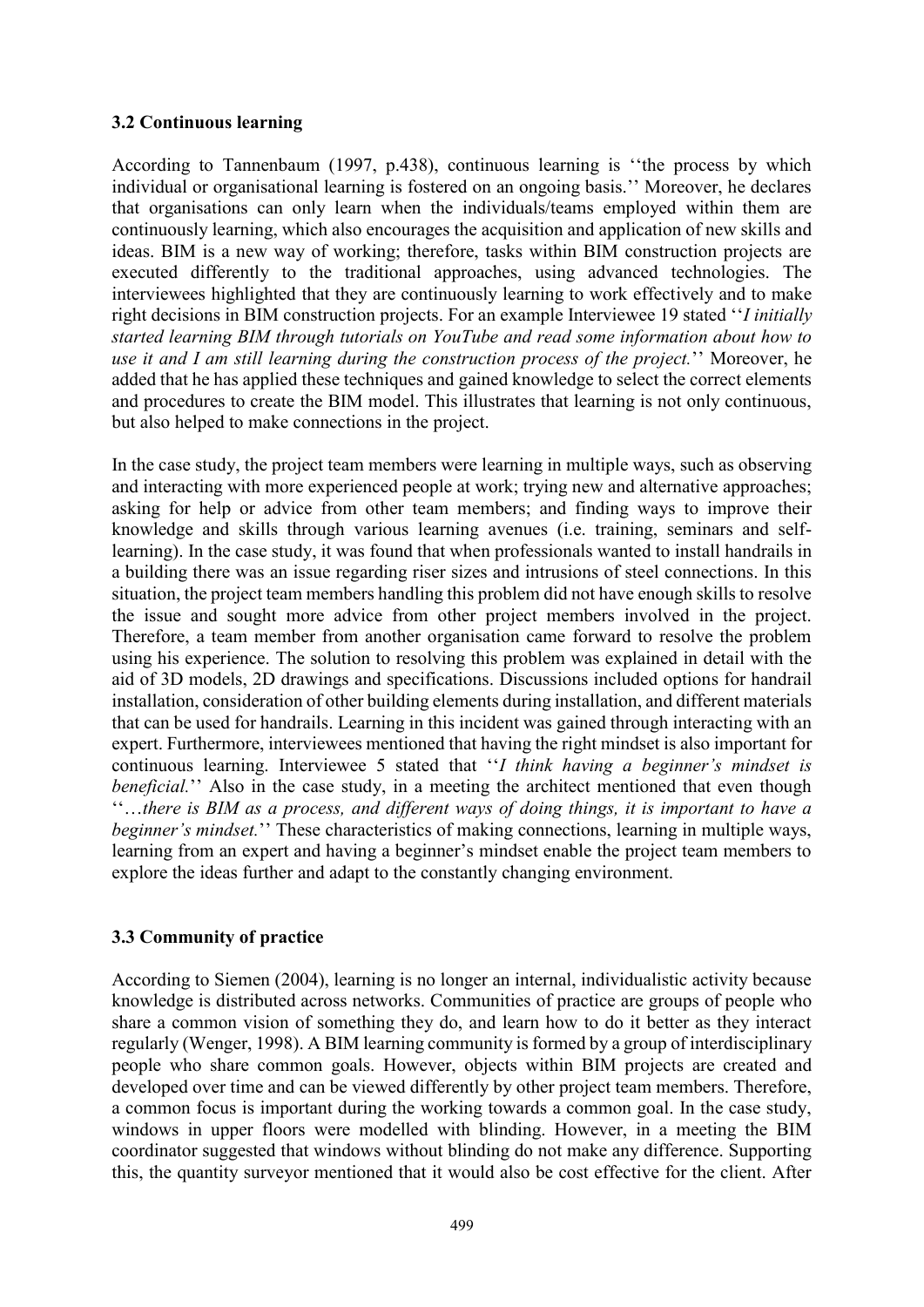### 3.2 Continuous learning

According to Tannenbaum (1997, p.438), continuous learning is ''the process by which individual or organisational learning is fostered on an ongoing basis.'' Moreover, he declares that organisations can only learn when the individuals/teams employed within them are continuously learning, which also encourages the acquisition and application of new skills and ideas. BIM is a new way of working; therefore, tasks within BIM construction projects are executed differently to the traditional approaches, using advanced technologies. The interviewees highlighted that they are continuously learning to work effectively and to make right decisions in BIM construction projects. For an example Interviewee 19 stated ''*I initially started learning BIM through tutorials on YouTube and read some information about how to use it and I am still learning during the construction process of the project.*'' Moreover, he added that he has applied these techniques and gained knowledge to select the correct elements and procedures to create the BIM model. This illustrates that learning is not only continuous, but also helped to make connections in the project.

In the case study, the project team members were learning in multiple ways, such as observing and interacting with more experienced people at work; trying new and alternative approaches; asking for help or advice from other team members; and finding ways to improve their knowledge and skills through various learning avenues (i.e. training, seminars and self-learning). In the case study, it was found that when professionals wanted to install handrails in a building there was an issue regarding riser sizes and intrusions of steel connections. In this situation, the project team members handling this problem did not have enough skills to resolve the issue and sought more advice from other project members involved in the project. Therefore, a team member from another organisation came forward to resolve the problem using his experience. The solution to resolving this problem was explained in detail with the aid of 3D models, 2D drawings and specifications. Discussions included options for handrail installation, consideration of other building elements during installation, and different materials that can be used for handrails. Learning in this incident was gained through interacting with an expert. Furthermore, interviewees mentioned that having the right mindset is also important for continuous learning. Interviewee 5 stated that ''*I think having a beginner's mindset is beneficial.*'' Also in the case study, in a meeting the architect mentioned that even though ''*…there is BIM as a process, and different ways of doing things, it is important to have a beginner's mindset.*'' These characteristics of making connections, learning in multiple ways, learning from an expert and having a beginner's mindset enable the project team members to explore the ideas further and adapt to the constantly changing environment.

### 3.3 Community of practice

According to Siemen (2004), learning is no longer an internal, individualistic activity because knowledge is distributed across networks. Communities of practice are groups of people who share a common vision of something they do, and learn how to do it better as they interact regularly (Wenger, 1998). A BIM learning community is formed by a group of interdisciplinary people who share common goals. However, objects within BIM projects are created and developed over time and can be viewed differently by other project team members. Therefore, a common focus is important during the working towards a common goal. In the case study, windows in upper floors were modelled with blinding. However, in a meeting the BIM coordinator suggested that windows without blinding do not make any difference. Supporting this, the quantity surveyor mentioned that it would also be cost effective for the client. After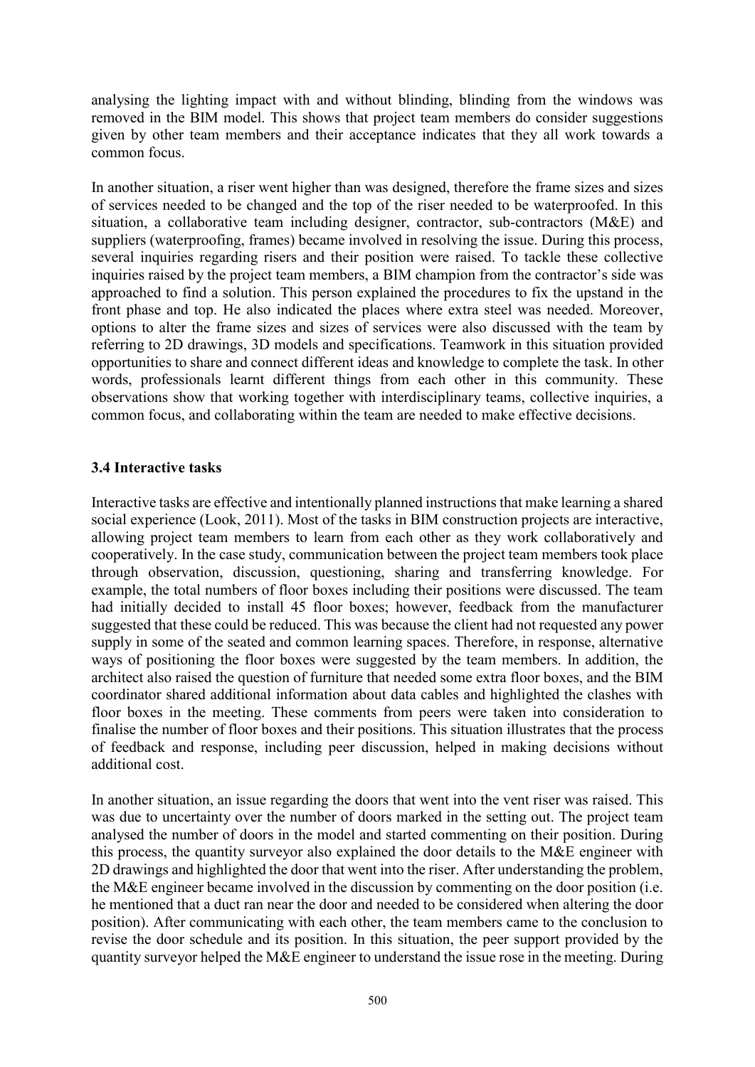analysing the lighting impact with and without blinding, blinding from the windows was removed in the BIM model. This shows that project team members do consider suggestions given by other team members and their acceptance indicates that they all work towards a common focus.

In another situation, a riser went higher than was designed, therefore the frame sizes and sizes of services needed to be changed and the top of the riser needed to be waterproofed. In this situation, a collaborative team including designer, contractor, sub-contractors (M&E) and suppliers (waterproofing, frames) became involved in resolving the issue. During this process, several inquiries regarding risers and their position were raised. To tackle these collective inquiries raised by the project team members, a BIM champion from the contractor's side was approached to find a solution. This person explained the procedures to fix the upstand in the front phase and top. He also indicated the places where extra steel was needed. Moreover, options to alter the frame sizes and sizes of services were also discussed with the team by referring to 2D drawings, 3D models and specifications. Teamwork in this situation provided opportunities to share and connect different ideas and knowledge to complete the task. In other words, professionals learnt different things from each other in this community. These observations show that working together with interdisciplinary teams, collective inquiries, a common focus, and collaborating within the team are needed to make effective decisions.

### 3.4 Interactive tasks

Interactive tasks are effective and intentionally planned instructions that make learning a shared social experience (Look, 2011). Most of the tasks in BIM construction projects are interactive, allowing project team members to learn from each other as they work collaboratively and cooperatively. In the case study, communication between the project team members took place through observation, discussion, questioning, sharing and transferring knowledge. For example, the total numbers of floor boxes including their positions were discussed. The team had initially decided to install 45 floor boxes; however, feedback from the manufacturer suggested that these could be reduced. This was because the client had not requested any power supply in some of the seated and common learning spaces. Therefore, in response, alternative ways of positioning the floor boxes were suggested by the team members. In addition, the architect also raised the question of furniture that needed some extra floor boxes, and the BIM coordinator shared additional information about data cables and highlighted the clashes with floor boxes in the meeting. These comments from peers were taken into consideration to finalise the number of floor boxes and their positions. This situation illustrates that the process of feedback and response, including peer discussion, helped in making decisions without additional cost.

In another situation, an issue regarding the doors that went into the vent riser was raised. This was due to uncertainty over the number of doors marked in the setting out. The project team analysed the number of doors in the model and started commenting on their position. During this process, the quantity surveyor also explained the door details to the M&E engineer with 2D drawings and highlighted the door that went into the riser. After understanding the problem, the M&E engineer became involved in the discussion by commenting on the door position (i.e. he mentioned that a duct ran near the door and needed to be considered when altering the door position). After communicating with each other, the team members came to the conclusion to revise the door schedule and its position. In this situation, the peer support provided by the quantity surveyor helped the M&E engineer to understand the issue rose in the meeting. During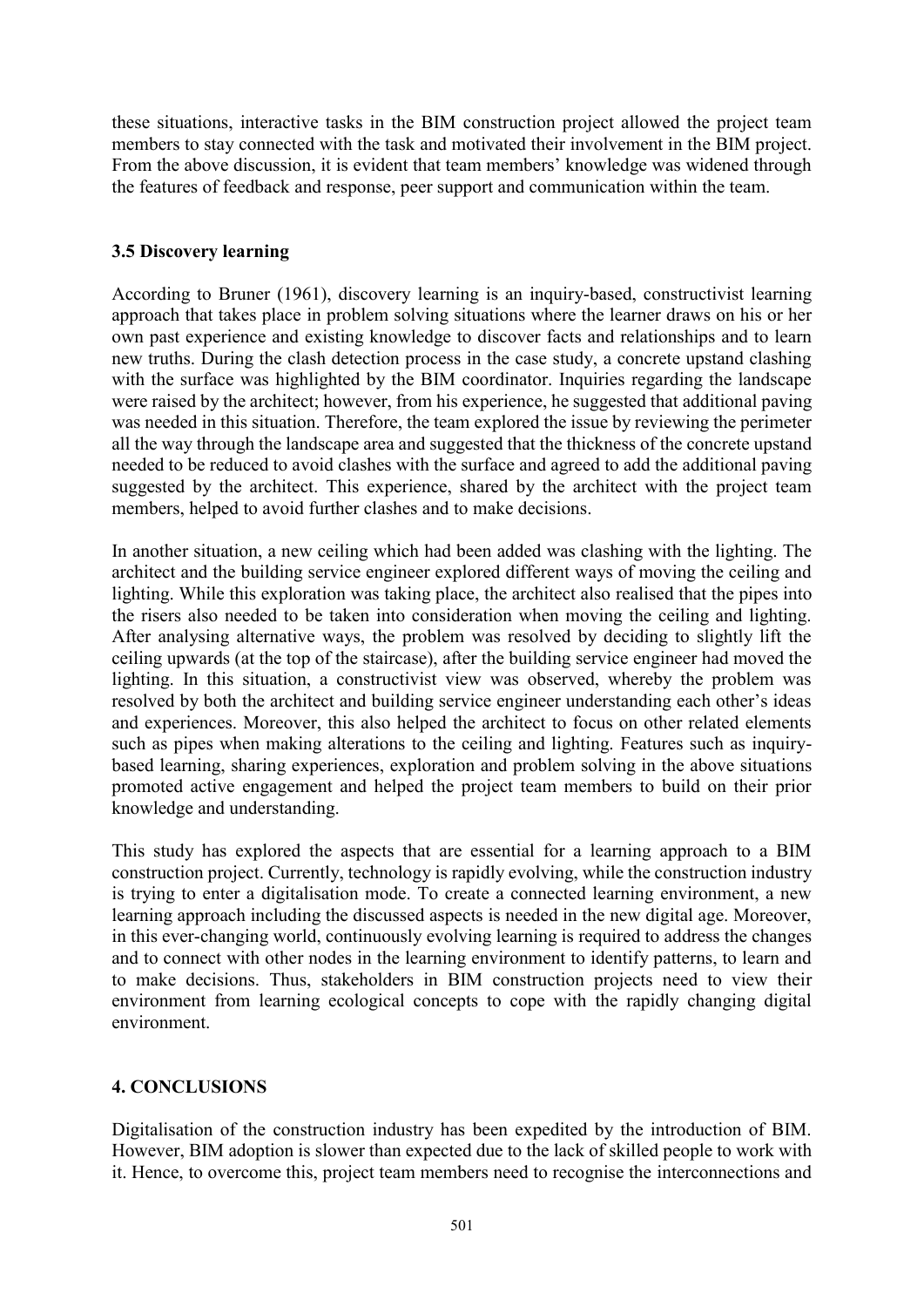these situations, interactive tasks in the BIM construction project allowed the project team members to stay connected with the task and motivated their involvement in the BIM project. From the above discussion, it is evident that team members' knowledge was widened through the features of feedback and response, peer support and communication within the team.

### 3.5 Discovery learning

According to Bruner (1961), discovery learning is an inquiry-based, constructivist learning approach that takes place in problem solving situations where the learner draws on his or her own past experience and existing knowledge to discover facts and relationships and to learn new truths. During the clash detection process in the case study, a concrete upstand clashing with the surface was highlighted by the BIM coordinator. Inquiries regarding the landscape were raised by the architect; however, from his experience, he suggested that additional paving was needed in this situation. Therefore, the team explored the issue by reviewing the perimeter all the way through the landscape area and suggested that the thickness of the concrete upstand needed to be reduced to avoid clashes with the surface and agreed to add the additional paving suggested by the architect. This experience, shared by the architect with the project team members, helped to avoid further clashes and to make decisions.

In another situation, a new ceiling which had been added was clashing with the lighting. The architect and the building service engineer explored different ways of moving the ceiling and lighting. While this exploration was taking place, the architect also realised that the pipes into the risers also needed to be taken into consideration when moving the ceiling and lighting. After analysing alternative ways, the problem was resolved by deciding to slightly lift the ceiling upwards (at the top of the staircase), after the building service engineer had moved the lighting. In this situation, a constructivist view was observed, whereby the problem was resolved by both the architect and building service engineer understanding each other's ideas and experiences. Moreover, this also helped the architect to focus on other related elements such as pipes when making alterations to the ceiling and lighting. Features such as inquiry-based learning, sharing experiences, exploration and problem solving in the above situations promoted active engagement and helped the project team members to build on their prior knowledge and understanding.

This study has explored the aspects that are essential for a learning approach to a BIM construction project. Currently, technology is rapidly evolving, while the construction industry is trying to enter a digitalisation mode. To create a connected learning environment, a new learning approach including the discussed aspects is needed in the new digital age. Moreover, in this ever-changing world, continuously evolving learning is required to address the changes and to connect with other nodes in the learning environment to identify patterns, to learn and to make decisions. Thus, stakeholders in BIM construction projects need to view their environment from learning ecological concepts to cope with the rapidly changing digital environment.

## 4. CONCLUSIONS

Digitalisation of the construction industry has been expedited by the introduction of BIM. However, BIM adoption is slower than expected due to the lack of skilled people to work with it. Hence, to overcome this, project team members need to recognise the interconnections and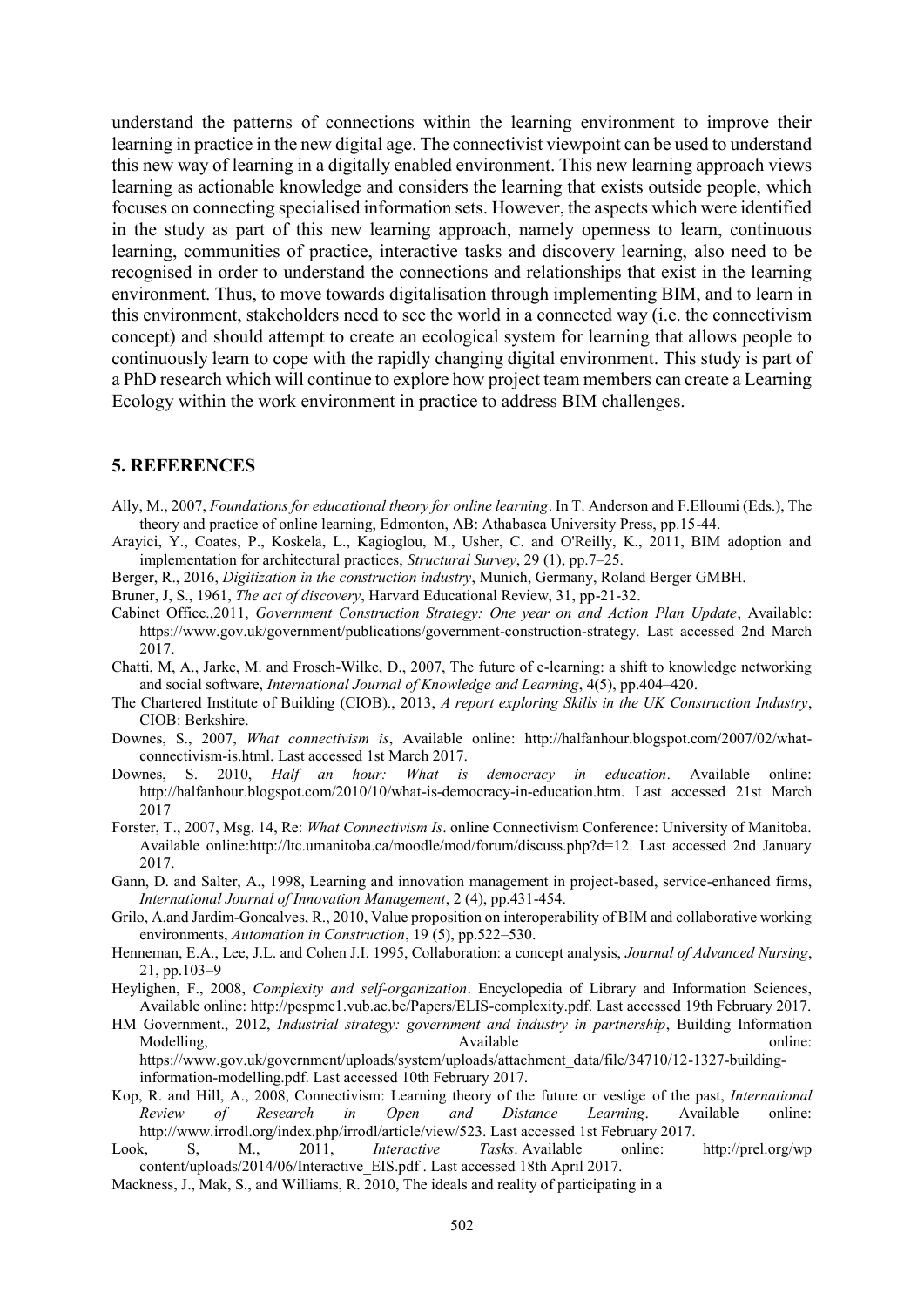understand the patterns of connections within the learning environment to improve their learning in practice in the new digital age. The connectivist viewpoint can be used to understand this new way of learning in a digitally enabled environment. This new learning approach views learning as actionable knowledge and considers the learning that exists outside people, which focuses on connecting specialised information sets. However, the aspects which were identified in the study as part of this new learning approach, namely openness to learn, continuous learning, communities of practice, interactive tasks and discovery learning, also need to be recognised in order to understand the connections and relationships that exist in the learning environment. Thus, to move towards digitalisation through implementing BIM, and to learn in this environment, stakeholders need to see the world in a connected way (i.e. the connectivism concept) and should attempt to create an ecological system for learning that allows people to continuously learn to cope with the rapidly changing digital environment. This study is part of a PhD research which will continue to explore how project team members can create a Learning Ecology within the work environment in practice to address BIM challenges.

## 5. REFERENCES

Ally, M., 2007, *Foundations for educational theory for online learning*. In T. Anderson and F.Elloumi (Eds.), The theory and practice of online learning, Edmonton, AB: Athabasca University Press, pp.15-44.

Arayici, Y., Coates, P., Koskela, L., Kagioglou, M., Usher, C. and O'Reilly, K., 2011, BIM adoption and implementation for architectural practices, *Structural Survey*, 29 (1), pp.7–25.

Berger, R., 2016, *Digitization in the construction industry*, Munich, Germany, Roland Berger GMBH.

Bruner, J, S., 1961, *The act of discovery*, Harvard Educational Review, 31, pp-21-32.

Cabinet Office.,2011, *Government Construction Strategy: One year on and Action Plan Update*, Available: https://www.gov.uk/government/publications/government-construction-strategy. Last accessed 2nd March 2017.

Chatti, M, A., Jarke, M. and Frosch-Wilke, D., 2007, The future of e-learning: a shift to knowledge networking and social software, *International Journal of Knowledge and Learning*, 4(5), pp.404–420.

The Chartered Institute of Building (CIOB)., 2013, *A report exploring Skills in the UK Construction Industry*, CIOB: Berkshire.

Downes, S., 2007, *What connectivism is*, Available online: http://halfanhour.blogspot.com/2007/02/what-connectivism-is.html. Last accessed 1st March 2017.

Downes, S. 2010, *Half an hour: What is democracy in education*. Available online: http://halfanhour.blogspot.com/2010/10/what-is-democracy-in-education.htm. Last accessed 21st March 2017

Forster, T., 2007, Msg. 14, Re: *What Connectivism Is*. online Connectivism Conference: University of Manitoba. Available online:http://ltc.umanitoba.ca/moodle/mod/forum/discuss.php?d=12. Last accessed 2nd January 2017.

Gann, D. and Salter, A., 1998, Learning and innovation management in project-based, service-enhanced firms, *International Journal of Innovation Management*, 2 (4), pp.431-454.

Grilo, A.and Jardim-Goncalves, R., 2010, Value proposition on interoperability of BIM and collaborative working environments, *Automation in Construction*, 19 (5), pp.522–530.

Henneman, E.A., Lee, J.L. and Cohen J.I. 1995, Collaboration: a concept analysis, *Journal of Advanced Nursing*, 21, pp.103–9

Heylighen, F., 2008, *Complexity and self-organization*. Encyclopedia of Library and Information Sciences, Available online: http://pespmc1.vub.ac.be/Papers/ELIS-complexity.pdf. Last accessed 19th February 2017.

HM Government., 2012, *Industrial strategy: government and industry in partnership*, Building Information Modelling, Available online: https://www.gov.uk/government/uploads/system/uploads/attachment_data/file/34710/12-1327-building-information-modelling.pdf. Last accessed 10th February 2017.

Kop, R. and Hill, A., 2008, Connectivism: Learning theory of the future or vestige of the past, *International Review of Research in Open and Distance Learning*. Available online: http://www.irrodl.org/index.php/irrodl/article/view/523. Last accessed 1st February 2017.

Look, S, M., 2011, *Interactive Tasks*. Available online: http://prel.org/wp content/uploads/2014/06/Interactive_EIS.pdf . Last accessed 18th April 2017.

Mackness, J., Mak, S., and Williams, R. 2010, The ideals and reality of participating in a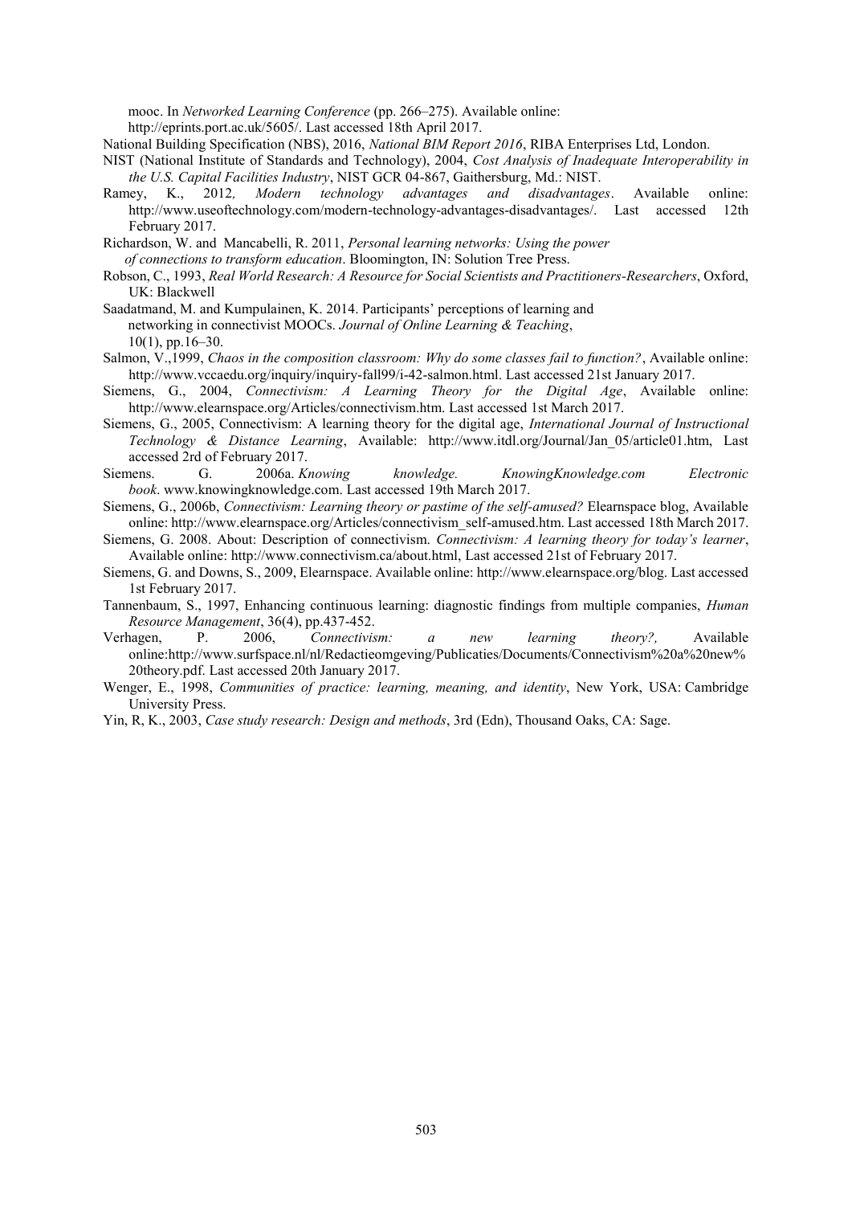mooc. In *Networked Learning Conference* (pp. 266–275). Available online: http://eprints.port.ac.uk/5605/. Last accessed 18th April 2017.

National Building Specification (NBS), 2016, *National BIM Report 2016*, RIBA Enterprises Ltd, London.

NIST (National Institute of Standards and Technology), 2004, *Cost Analysis of Inadequate Interoperability in the U.S. Capital Facilities Industry*, NIST GCR 04-867, Gaithersburg, Md.: NIST.

Ramey, K., 2012, *Modern technology advantages and disadvantages*. Available online: http://www.useoftechnology.com/modern-technology-advantages-disadvantages/. Last accessed 12th February 2017.

Richardson, W. and Mancabelli, R. 2011, *Personal learning networks: Using the power of connections to transform education*. Bloomington, IN: Solution Tree Press.

Robson, C., 1993, *Real World Research: A Resource for Social Scientists and Practitioners-Researchers*, Oxford, UK: Blackwell

Saadatmand, M. and Kumpulainen, K. 2014. Participants' perceptions of learning and networking in connectivist MOOCs. *Journal of Online Learning & Teaching*, 10(1), pp.16–30.

Salmon, V.,1999, *Chaos in the composition classroom: Why do some classes fail to function?*, Available online: http://www.vccaedu.org/inquiry/inquiry-fall99/i-42-salmon.html. Last accessed 21st January 2017.

Siemens, G., 2004, *Connectivism: A Learning Theory for the Digital Age*, Available online: http://www.elearnspace.org/Articles/connectivism.htm. Last accessed 1st March 2017.

Siemens, G., 2005, Connectivism: A learning theory for the digital age, *International Journal of Instructional Technology & Distance Learning*, Available: http://www.itdl.org/Journal/Jan_05/article01.htm, Last accessed 2rd of February 2017.

Siemens. G. 2006a. *Knowing knowledge. KnowingKnowledge.com Electronic book*. www.knowingknowledge.com. Last accessed 19th March 2017.

Siemens, G., 2006b, *Connectivism: Learning theory or pastime of the self-amused?* Elearnspace blog, Available online: http://www.elearnspace.org/Articles/connectivism_self-amused.htm. Last accessed 18th March 2017.

Siemens, G. 2008. About: Description of connectivism. *Connectivism: A learning theory for today's learner*, Available online: http://www.connectivism.ca/about.html, Last accessed 21st of February 2017.

Siemens, G. and Downs, S., 2009, Elearnspace. Available online: http://www.elearnspace.org/blog. Last accessed 1st February 2017.

Tannenbaum, S., 1997, Enhancing continuous learning: diagnostic findings from multiple companies, *Human Resource Management*, 36(4), pp.437-452.

Verhagen, P. 2006, *Connectivism: a new learning theory?,* Available online:http://www.surfspace.nl/nl/Redactieomgeving/Publicaties/Documents/Connectivism%20a%20new%20theory.pdf. Last accessed 20th January 2017.

Wenger, E., 1998, *Communities of practice: learning, meaning, and identity*, New York, USA: Cambridge University Press.

Yin, R, K., 2003, *Case study research: Design and methods*, 3rd (Edn), Thousand Oaks, CA: Sage.